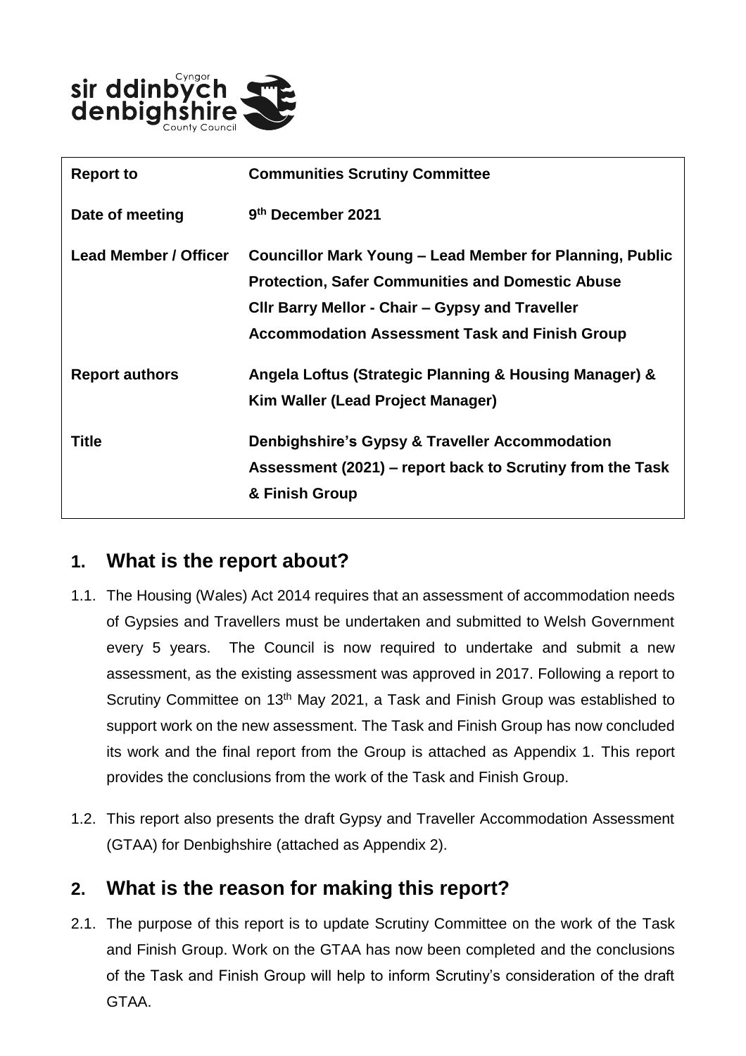| Report to | Communities Scrutiny Committee |
| --- | --- |
| Date of meeting | 9th December 2021 |
| Lead Member / Officer | Councillor Mark Young – Lead Member for Planning, Public Protection, Safer Communities and Domestic Abuse<br>Cllr Barry Mellor - Chair – Gypsy and Traveller Accommodation Assessment Task and Finish Group |
| Report authors | Angela Loftus (Strategic Planning & Housing Manager) & Kim Waller (Lead Project Manager) |
| Title | Denbighshire's Gypsy & Traveller Accommodation Assessment (2021) – report back to Scrutiny from the Task & Finish Group |

## 1. What is the report about?

1.1. The Housing (Wales) Act 2014 requires that an assessment of accommodation needs of Gypsies and Travellers must be undertaken and submitted to Welsh Government every 5 years. The Council is now required to undertake and submit a new assessment, as the existing assessment was approved in 2017. Following a report to Scrutiny Committee on 13th May 2021, a Task and Finish Group was established to support work on the new assessment. The Task and Finish Group has now concluded its work and the final report from the Group is attached as Appendix 1. This report provides the conclusions from the work of the Task and Finish Group.

1.2. This report also presents the draft Gypsy and Traveller Accommodation Assessment (GTAA) for Denbighshire (attached as Appendix 2).

## 2. What is the reason for making this report?

2.1. The purpose of this report is to update Scrutiny Committee on the work of the Task and Finish Group. Work on the GTAA has now been completed and the conclusions of the Task and Finish Group will help to inform Scrutiny's consideration of the draft GTAA.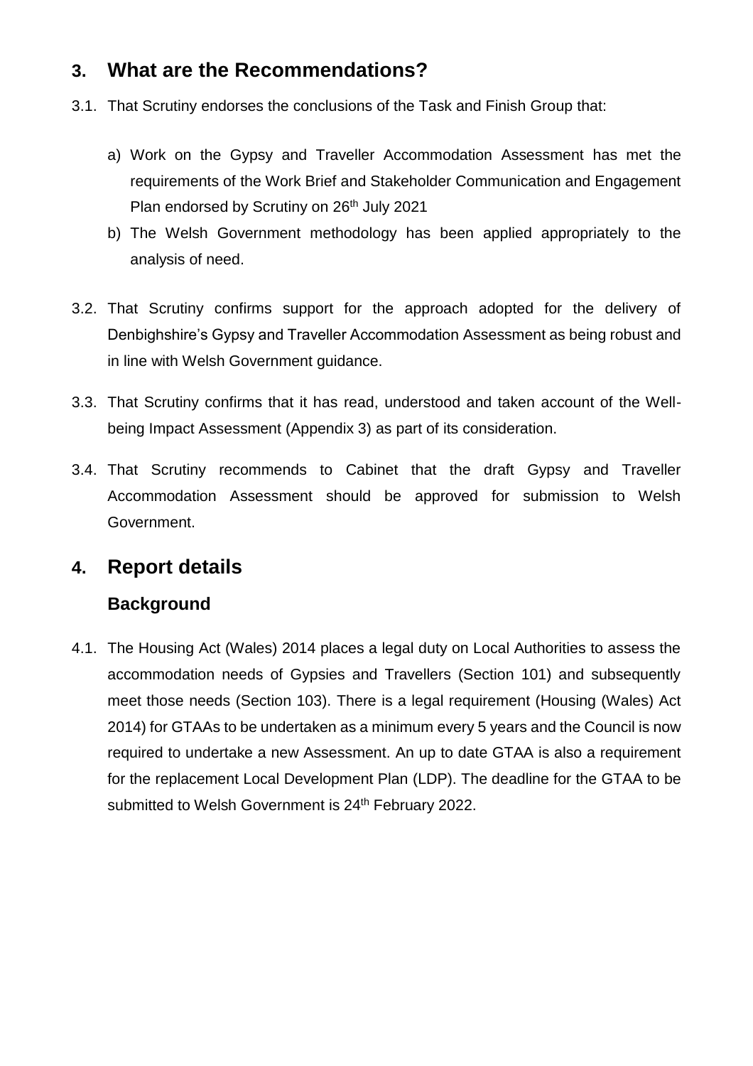## 3. What are the Recommendations?

3.1. That Scrutiny endorses the conclusions of the Task and Finish Group that:

a) Work on the Gypsy and Traveller Accommodation Assessment has met the requirements of the Work Brief and Stakeholder Communication and Engagement Plan endorsed by Scrutiny on 26th July 2021

b) The Welsh Government methodology has been applied appropriately to the analysis of need.

3.2. That Scrutiny confirms support for the approach adopted for the delivery of Denbighshire's Gypsy and Traveller Accommodation Assessment as being robust and in line with Welsh Government guidance.

3.3. That Scrutiny confirms that it has read, understood and taken account of the Well-being Impact Assessment (Appendix 3) as part of its consideration.

3.4. That Scrutiny recommends to Cabinet that the draft Gypsy and Traveller Accommodation Assessment should be approved for submission to Welsh Government.

## 4. Report details

### Background

4.1. The Housing Act (Wales) 2014 places a legal duty on Local Authorities to assess the accommodation needs of Gypsies and Travellers (Section 101) and subsequently meet those needs (Section 103). There is a legal requirement (Housing (Wales) Act 2014) for GTAAs to be undertaken as a minimum every 5 years and the Council is now required to undertake a new Assessment. An up to date GTAA is also a requirement for the replacement Local Development Plan (LDP). The deadline for the GTAA to be submitted to Welsh Government is 24th February 2022.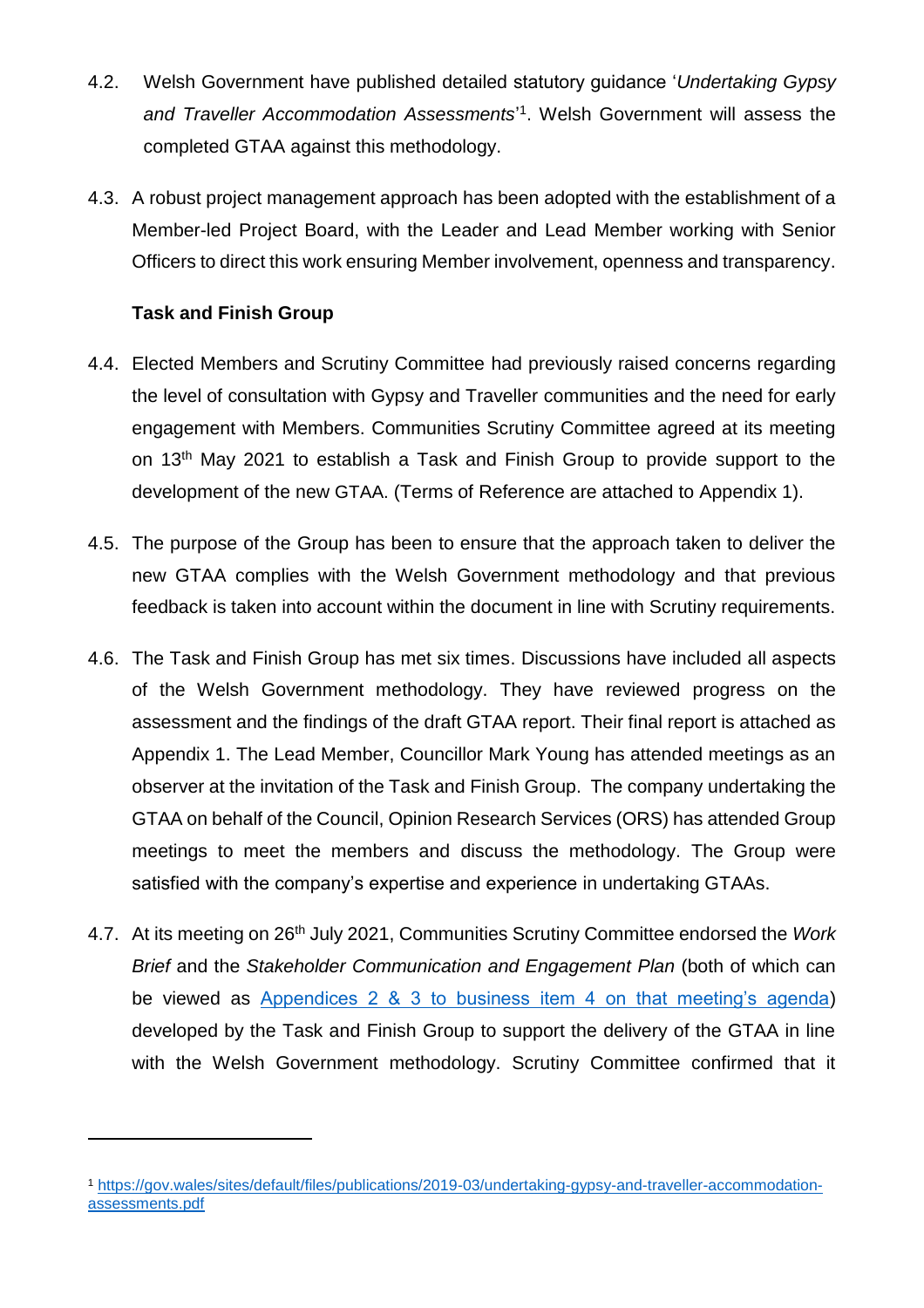4.2. Welsh Government have published detailed statutory guidance '*Undertaking Gypsy and Traveller Accommodation Assessments*'[1]. Welsh Government will assess the completed GTAA against this methodology.

4.3. A robust project management approach has been adopted with the establishment of a Member-led Project Board, with the Leader and Lead Member working with Senior Officers to direct this work ensuring Member involvement, openness and transparency.

**Task and Finish Group**

4.4. Elected Members and Scrutiny Committee had previously raised concerns regarding the level of consultation with Gypsy and Traveller communities and the need for early engagement with Members. Communities Scrutiny Committee agreed at its meeting on 13th May 2021 to establish a Task and Finish Group to provide support to the development of the new GTAA. (Terms of Reference are attached to Appendix 1).

4.5. The purpose of the Group has been to ensure that the approach taken to deliver the new GTAA complies with the Welsh Government methodology and that previous feedback is taken into account within the document in line with Scrutiny requirements.

4.6. The Task and Finish Group has met six times. Discussions have included all aspects of the Welsh Government methodology. They have reviewed progress on the assessment and the findings of the draft GTAA report. Their final report is attached as Appendix 1. The Lead Member, Councillor Mark Young has attended meetings as an observer at the invitation of the Task and Finish Group. The company undertaking the GTAA on behalf of the Council, Opinion Research Services (ORS) has attended Group meetings to meet the members and discuss the methodology. The Group were satisfied with the company's expertise and experience in undertaking GTAAs.

4.7. At its meeting on 26th July 2021, Communities Scrutiny Committee endorsed the *Work Brief* and the *Stakeholder Communication and Engagement Plan* (both of which can be viewed as Appendices 2 & 3 to business item 4 on that meeting's agenda) developed by the Task and Finish Group to support the delivery of the GTAA in line with the Welsh Government methodology. Scrutiny Committee confirmed that it

[1] https://gov.wales/sites/default/files/publications/2019-03/undertaking-gypsy-and-traveller-accommodation-assessments.pdf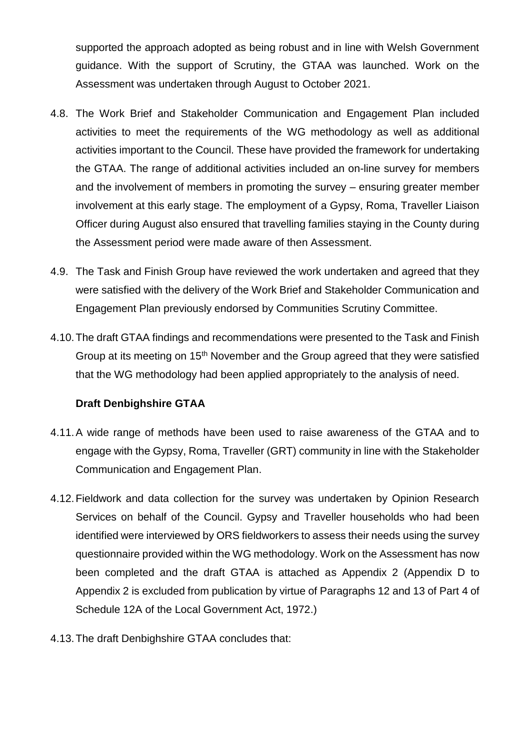supported the approach adopted as being robust and in line with Welsh Government guidance. With the support of Scrutiny, the GTAA was launched. Work on the Assessment was undertaken through August to October 2021.

4.8. The Work Brief and Stakeholder Communication and Engagement Plan included activities to meet the requirements of the WG methodology as well as additional activities important to the Council. These have provided the framework for undertaking the GTAA. The range of additional activities included an on-line survey for members and the involvement of members in promoting the survey – ensuring greater member involvement at this early stage. The employment of a Gypsy, Roma, Traveller Liaison Officer during August also ensured that travelling families staying in the County during the Assessment period were made aware of then Assessment.

4.9. The Task and Finish Group have reviewed the work undertaken and agreed that they were satisfied with the delivery of the Work Brief and Stakeholder Communication and Engagement Plan previously endorsed by Communities Scrutiny Committee.

4.10. The draft GTAA findings and recommendations were presented to the Task and Finish Group at its meeting on 15th November and the Group agreed that they were satisfied that the WG methodology had been applied appropriately to the analysis of need.

**Draft Denbighshire GTAA**

4.11. A wide range of methods have been used to raise awareness of the GTAA and to engage with the Gypsy, Roma, Traveller (GRT) community in line with the Stakeholder Communication and Engagement Plan.

4.12. Fieldwork and data collection for the survey was undertaken by Opinion Research Services on behalf of the Council. Gypsy and Traveller households who had been identified were interviewed by ORS fieldworkers to assess their needs using the survey questionnaire provided within the WG methodology. Work on the Assessment has now been completed and the draft GTAA is attached as Appendix 2 (Appendix D to Appendix 2 is excluded from publication by virtue of Paragraphs 12 and 13 of Part 4 of Schedule 12A of the Local Government Act, 1972.)

4.13. The draft Denbighshire GTAA concludes that: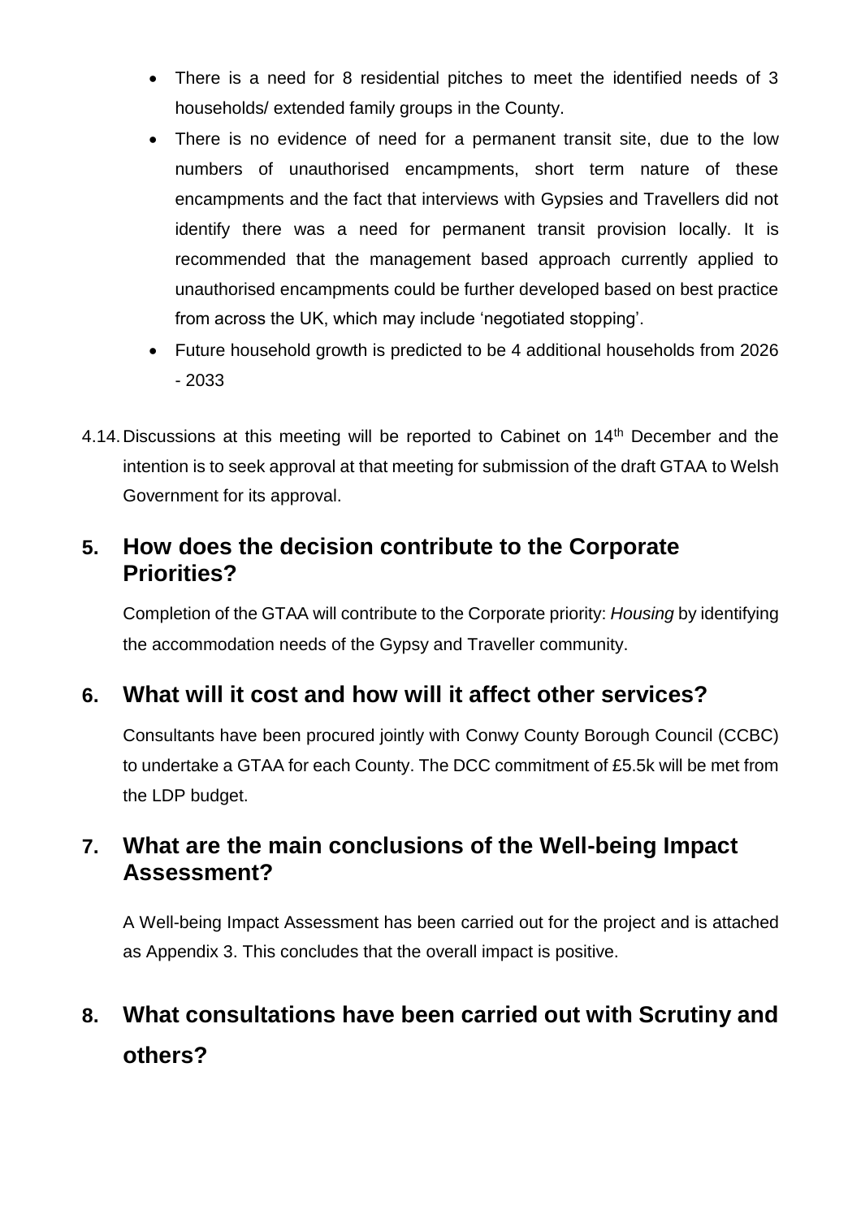- There is a need for 8 residential pitches to meet the identified needs of 3 households/ extended family groups in the County.
- There is no evidence of need for a permanent transit site, due to the low numbers of unauthorised encampments, short term nature of these encampments and the fact that interviews with Gypsies and Travellers did not identify there was a need for permanent transit provision locally. It is recommended that the management based approach currently applied to unauthorised encampments could be further developed based on best practice from across the UK, which may include 'negotiated stopping'.
- Future household growth is predicted to be 4 additional households from 2026 - 2033

4.14. Discussions at this meeting will be reported to Cabinet on 14th December and the intention is to seek approval at that meeting for submission of the draft GTAA to Welsh Government for its approval.

## 5. How does the decision contribute to the Corporate Priorities?

Completion of the GTAA will contribute to the Corporate priority: *Housing* by identifying the accommodation needs of the Gypsy and Traveller community.

## 6. What will it cost and how will it affect other services?

Consultants have been procured jointly with Conwy County Borough Council (CCBC) to undertake a GTAA for each County. The DCC commitment of £5.5k will be met from the LDP budget.

## 7. What are the main conclusions of the Well-being Impact Assessment?

A Well-being Impact Assessment has been carried out for the project and is attached as Appendix 3. This concludes that the overall impact is positive.

## 8. What consultations have been carried out with Scrutiny and others?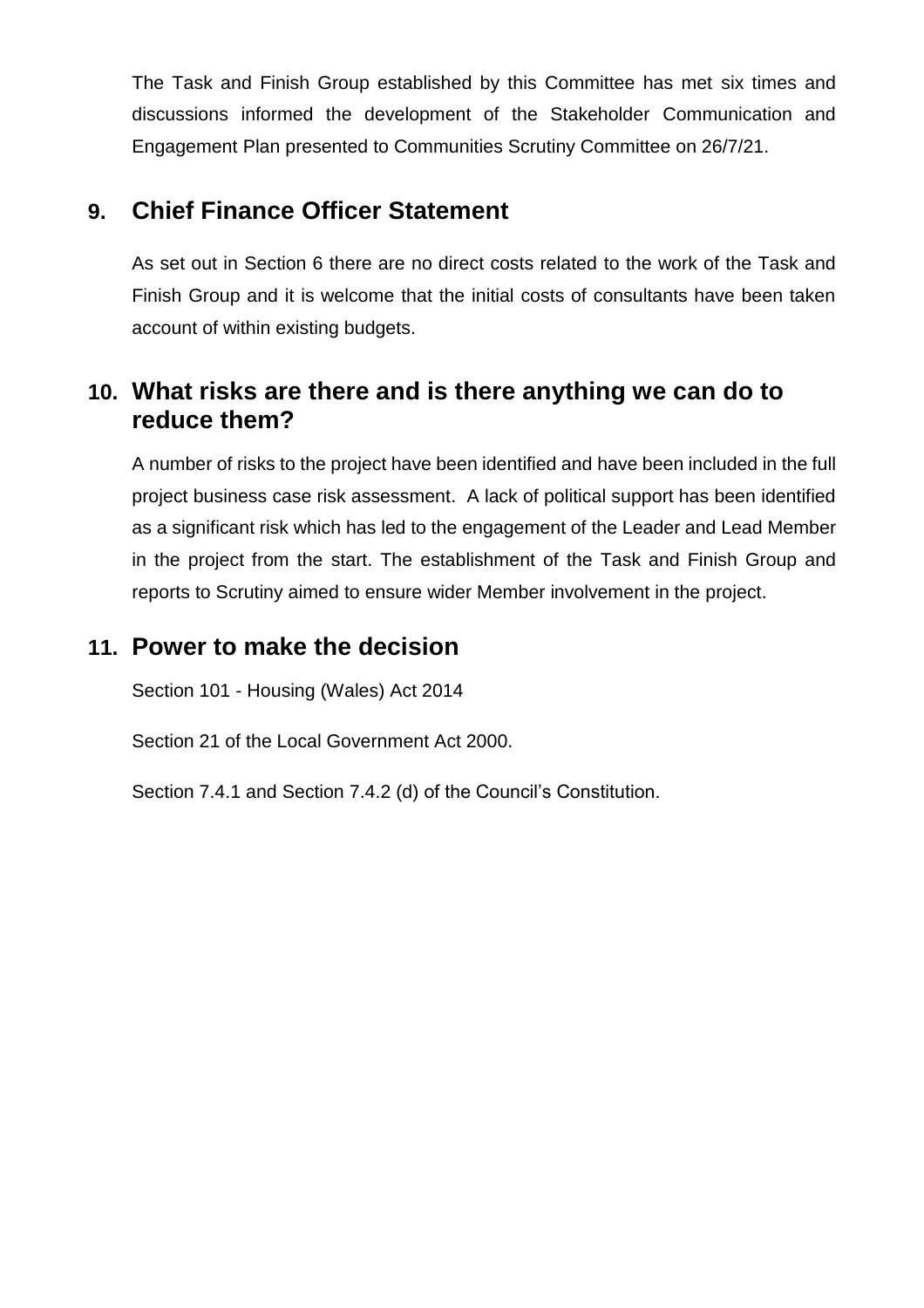The Task and Finish Group established by this Committee has met six times and discussions informed the development of the Stakeholder Communication and Engagement Plan presented to Communities Scrutiny Committee on 26/7/21.

## 9. Chief Finance Officer Statement

As set out in Section 6 there are no direct costs related to the work of the Task and Finish Group and it is welcome that the initial costs of consultants have been taken account of within existing budgets.

## 10. What risks are there and is there anything we can do to reduce them?

A number of risks to the project have been identified and have been included in the full project business case risk assessment. A lack of political support has been identified as a significant risk which has led to the engagement of the Leader and Lead Member in the project from the start. The establishment of the Task and Finish Group and reports to Scrutiny aimed to ensure wider Member involvement in the project.

## 11. Power to make the decision

Section 101 - Housing (Wales) Act 2014

Section 21 of the Local Government Act 2000.

Section 7.4.1 and Section 7.4.2 (d) of the Council's Constitution.